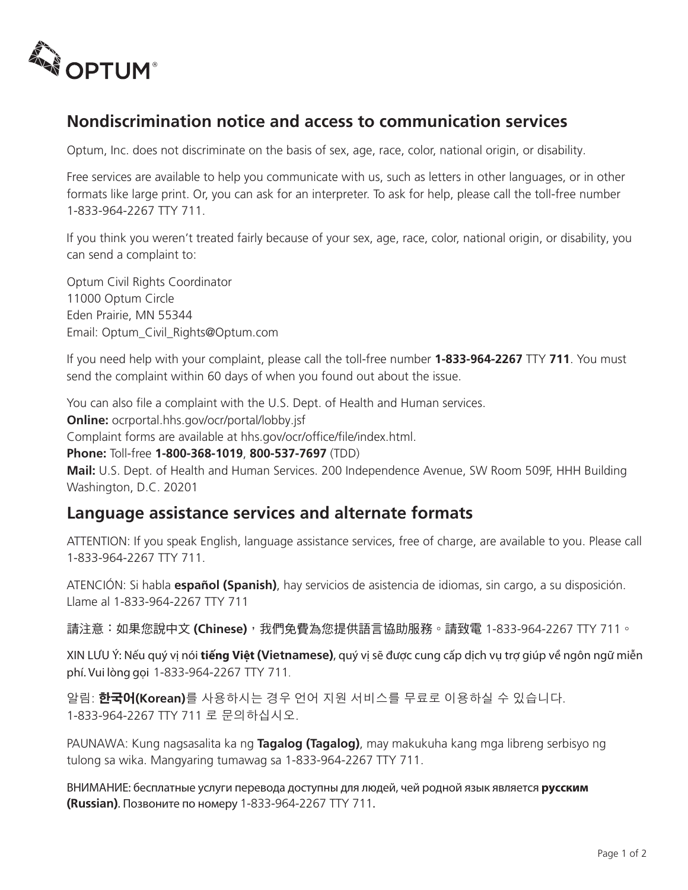## Nondiscrimination notice and access to communication services

Optum, Inc. does not discriminate on the basis of sex, age, race, color, national origin, or disability.

Free services are available to help you communicate with us, such as letters in other languages, or in other formats like large print. Or, you can ask for an interpreter. To ask for help, please call the toll-free number 1-833-964-2267 TTY 711.

If you think you weren't treated fairly because of your sex, age, race, color, national origin, or disability, you can send a complaint to:

Optum Civil Rights Coordinator
11000 Optum Circle
Eden Prairie, MN 55344
Email: Optum_Civil_Rights@Optum.com

If you need help with your complaint, please call the toll-free number **1-833-964-2267** TTY **711**. You must send the complaint within 60 days of when you found out about the issue.

You can also file a complaint with the U.S. Dept. of Health and Human services.
**Online:** ocrportal.hhs.gov/ocr/portal/lobby.jsf
Complaint forms are available at hhs.gov/ocr/office/file/index.html.
**Phone:** Toll-free **1-800-368-1019**, **800-537-7697** (TDD)
**Mail:** U.S. Dept. of Health and Human Services. 200 Independence Avenue, SW Room 509F, HHH Building Washington, D.C. 20201

## Language assistance services and alternate formats

ATTENTION: If you speak English, language assistance services, free of charge, are available to you. Please call 1-833-964-2267 TTY 711.

ATENCIÓN: Si habla **español (Spanish)**, hay servicios de asistencia de idiomas, sin cargo, a su disposición. Llame al 1-833-964-2267 TTY 711

請注意：如果您說中文 **(Chinese)**，我們免費為您提供語言協助服務。請致電 1-833-964-2267 TTY 711。

XIN LƯU Ý: Nếu quý vị nói **tiếng Việt (Vietnamese)**, quý vị sẽ được cung cấp dịch vụ trợ giúp về ngôn ngữ miễn phí. Vui lòng gọi 1-833-964-2267 TTY 711.

알림: **한국어(Korean)**를 사용하시는 경우 언어 지원 서비스를 무료로 이용하실 수 있습니다. 1-833-964-2267 TTY 711 로 문의하십시오.

PAUNAWA: Kung nagsasalita ka ng **Tagalog (Tagalog)**, may makukuha kang mga libreng serbisyo ng tulong sa wika. Mangyaring tumawag sa 1-833-964-2267 TTY 711.

ВНИМАНИЕ: бесплатные услуги перевода доступны для людей, чей родной язык является **русским (Russian)**. Позвоните по номеру 1-833-964-2267 TTY 711.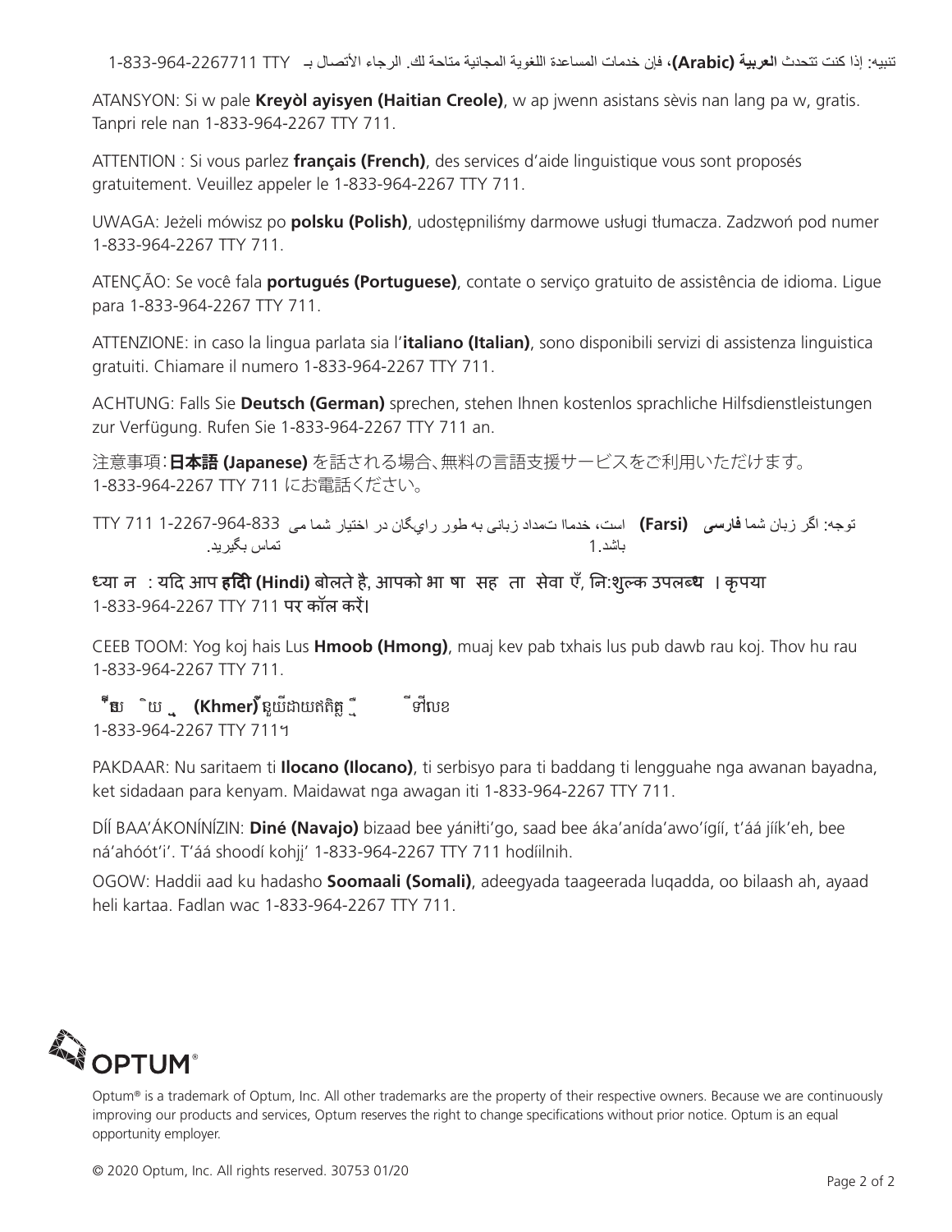تنبيه: إذا كنت تتحدث **العربية (Arabic)**، فإن خدمات المساعدة اللغوية المجانية متاحة لك. الرجاء الأتصال بـ TTY 1-833-964-2267711

ATANSYON: Si w pale **Kreyòl ayisyen (Haitian Creole)**, w ap jwenn asistans sèvis nan lang pa w, gratis. Tanpri rele nan 1-833-964-2267 TTY 711.

ATTENTION : Si vous parlez **français (French)**, des services d'aide linguistique vous sont proposés gratuitement. Veuillez appeler le 1-833-964-2267 TTY 711.

UWAGA: Jeżeli mówisz po **polsku (Polish)**, udostępniliśmy darmowe usługi tłumacza. Zadzwoń pod numer 1-833-964-2267 TTY 711.

ATENÇÃO: Se você fala **portugués (Portuguese)**, contate o serviço gratuito de assistência de idioma. Ligue para 1-833-964-2267 TTY 711.

ATTENZIONE: in caso la lingua parlata sia l'**italiano (Italian)**, sono disponibili servizi di assistenza linguistica gratuiti. Chiamare il numero 1-833-964-2267 TTY 711.

ACHTUNG: Falls Sie **Deutsch (German)** sprechen, stehen Ihnen kostenlos sprachliche Hilfsdienstleistungen zur Verfügung. Rufen Sie 1-833-964-2267 TTY 711 an.

注意事項：**日本語 (Japanese)** を話される場合、無料の言語支援サービスをご利用いただけます。1-833-964-2267 TTY 711 にお電話ください。

توجه: اگر زبان شما **فارسی (Farsi)** است، خدمات امداد زبانی به طور رايگان در اختيار شما می باشد. با 1-833-964-2267 TTY 711 تماس بگيريد.

ध्या न : यदि आप **हिंदी (Hindi)** बोलते है, आपको भा षा सह ता सेवा एँ, नि:शुल्क उपलब्ध । कृपया 1-833-964-2267 TTY 711 पर कॉल करें।

CEEB TOOM: Yog koj hais Lus **Hmoob (Hmong)**, muaj kev pab txhais lus pub dawb rau koj. Thov hu rau 1-833-964-2267 TTY 711.

ើ ឃ ិយ ្ **(Khmer)** ជំនួយដោយឥតគិតថ្លៃ ទៅលេខ 1-833-964-2267 TTY 711។

PAKDAAR: Nu saritaem ti **Ilocano (Ilocano)**, ti serbisyo para ti baddang ti lengguahe nga awanan bayadna, ket sidadaan para kenyam. Maidawat nga awagan iti 1-833-964-2267 TTY 711.

DÍÍ BAA'ÁKONÍNÍZIN: **Diné (Navajo)** bizaad bee yániłti'go, saad bee áka'anída'awo'ígíí, t'áá jíík'eh, bee ná'ahóót'i'. T'áá shoodí kohjį' 1-833-964-2267 TTY 711 hodíilnih.

OGOW: Haddii aad ku hadasho **Soomaali (Somali)**, adeegyada taageerada luqadda, oo bilaash ah, ayaad heli kartaa. Fadlan wac 1-833-964-2267 TTY 711.

OPTUM®

Optum® is a trademark of Optum, Inc. All other trademarks are the property of their respective owners. Because we are continuously improving our products and services, Optum reserves the right to change specifications without prior notice. Optum is an equal opportunity employer.

© 2020 Optum, Inc. All rights reserved. 30753 01/20